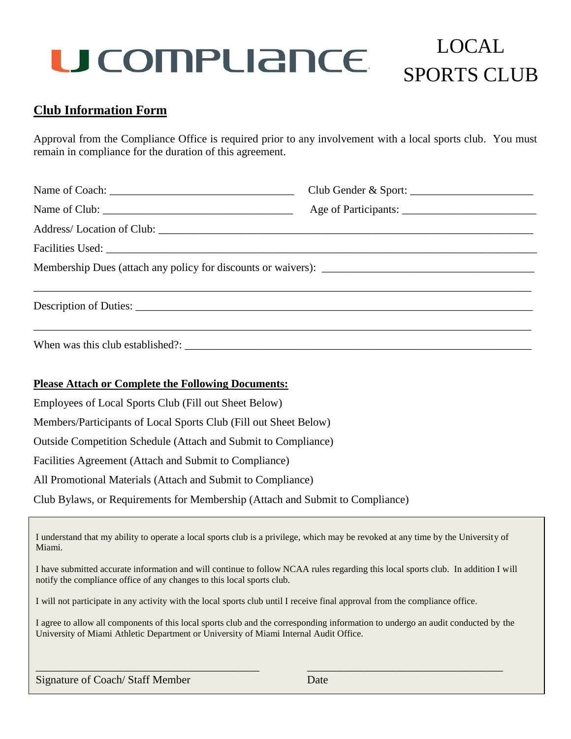# U COMPLIANCE

# LOCAL SPORTS CLUB

## Club Information Form

Approval from the Compliance Office is required prior to any involvement with a local sports club. You must remain in compliance for the duration of this agreement.

Name of Coach: ________________________________ Club Gender & Sport: _____________________

Name of Club: _________________________________ Age of Participants: ______________________

Address/ Location of Club: ____________________________________________________________

Facilities Used: ________________________________________________________________________

Membership Dues (attach any policy for discounts or waivers): __________________________________

_______________________________________________________________________________________

Description of Duties: ____________________________________________________________________

_______________________________________________________________________________________

When was this club established?: __________________________________________________________

**Please Attach or Complete the Following Documents:**

Employees of Local Sports Club (Fill out Sheet Below)

Members/Participants of Local Sports Club (Fill out Sheet Below)

Outside Competition Schedule (Attach and Submit to Compliance)

Facilities Agreement (Attach and Submit to Compliance)

All Promotional Materials (Attach and Submit to Compliance)

Club Bylaws, or Requirements for Membership (Attach and Submit to Compliance)

I understand that my ability to operate a local sports club is a privilege, which may be revoked at any time by the University of Miami.

I have submitted accurate information and will continue to follow NCAA rules regarding this local sports club. In addition I will notify the compliance office of any changes to this local sports club.

I will not participate in any activity with the local sports club until I receive final approval from the compliance office.

I agree to allow all components of this local sports club and the corresponding information to undergo an audit conducted by the University of Miami Athletic Department or University of Miami Internal Audit Office.

_______________________________________ _______________________________

Signature of Coach/ Staff Member Date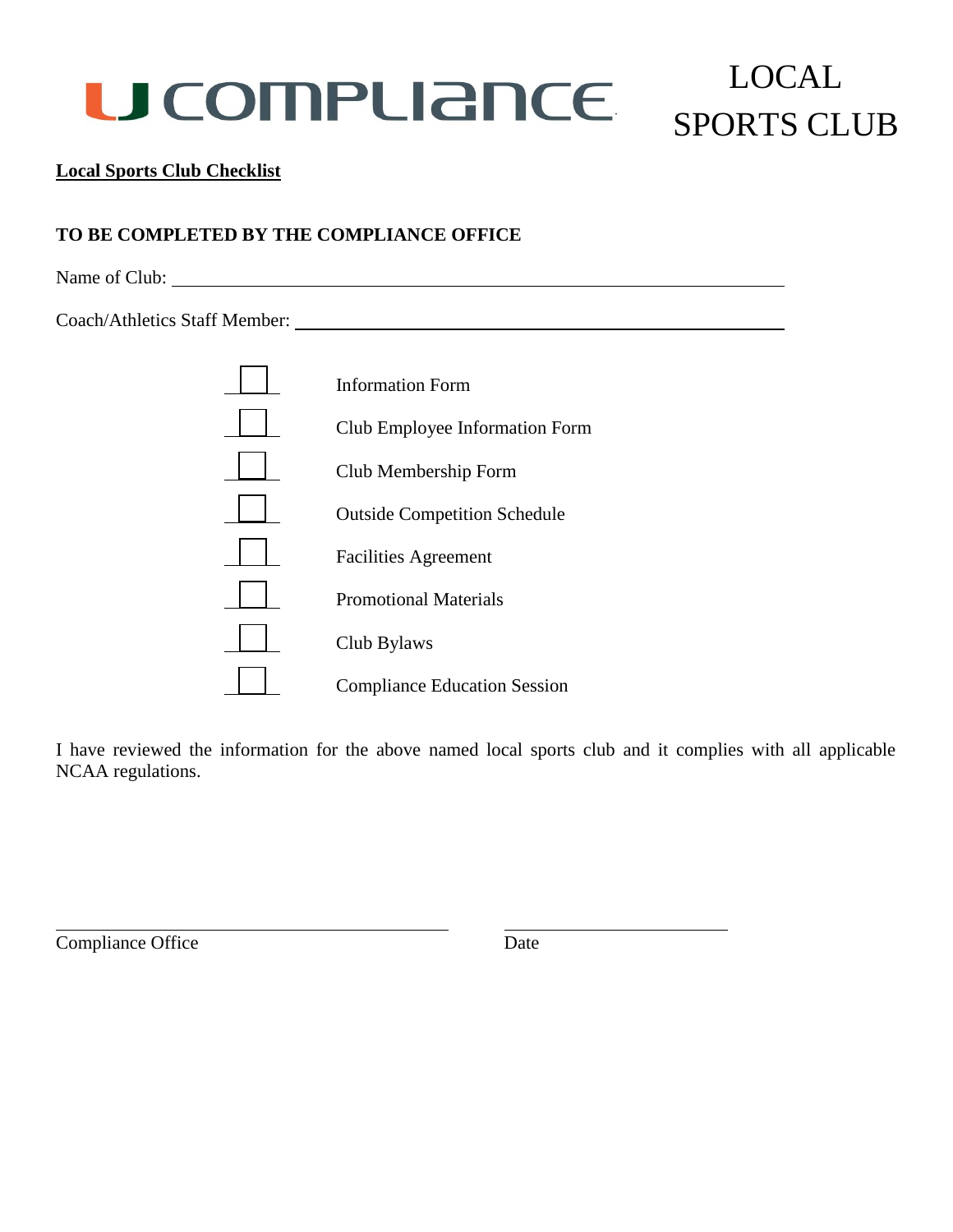U COMPLIANCE

# LOCAL SPORTS CLUB

**Local Sports Club Checklist**

**TO BE COMPLETED BY THE COMPLIANCE OFFICE**

Name of Club: ______________________________________________

Coach/Athletics Staff Member: ______________________________________________

- [ ] Information Form
- [ ] Club Employee Information Form
- [ ] Club Membership Form
- [ ] Outside Competition Schedule
- [ ] Facilities Agreement
- [ ] Promotional Materials
- [ ] Club Bylaws
- [ ] Compliance Education Session

I have reviewed the information for the above named local sports club and it complies with all applicable NCAA regulations.

______________________________ Compliance Office

______________________________ Date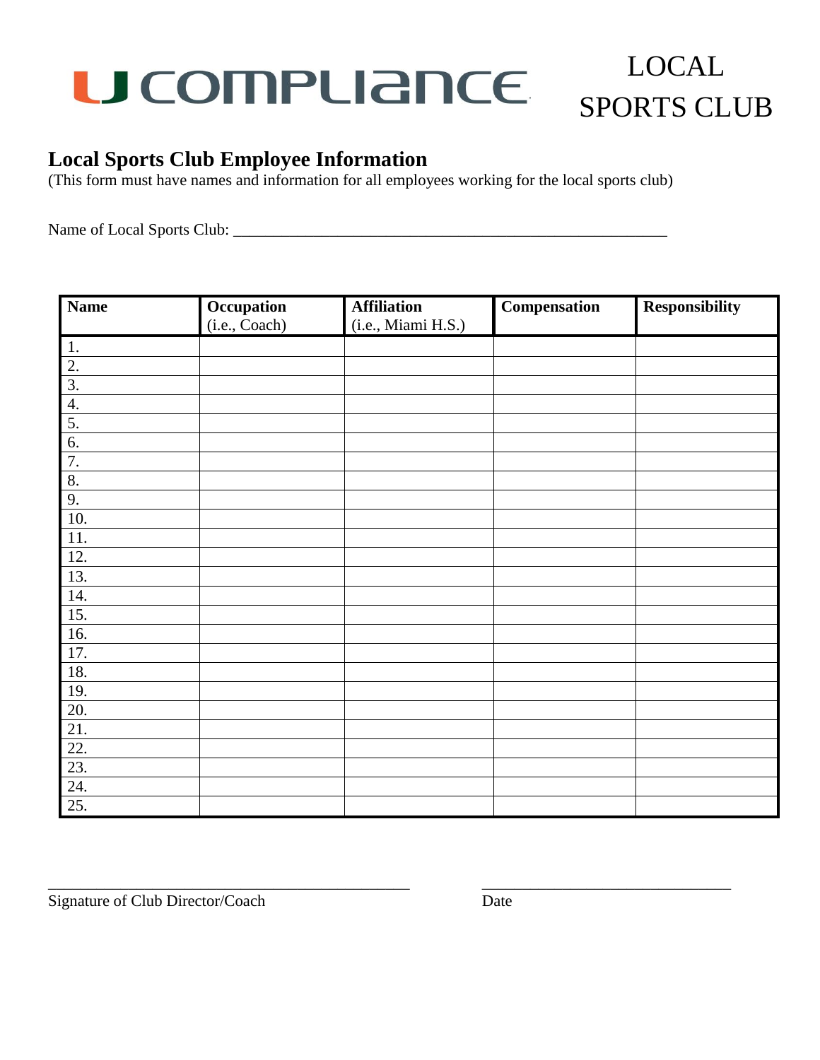U COMPLIANCE

LOCAL SPORTS CLUB

## Local Sports Club Employee Information

(This form must have names and information for all employees working for the local sports club)

Name of Local Sports Club: _______________________________________________________

| Name | Occupation (i.e., Coach) | Affiliation (i.e., Miami H.S.) | Compensation | Responsibility |
|---|---|---|---|---|
| 1. | | | | |
| 2. | | | | |
| 3. | | | | |
| 4. | | | | |
| 5. | | | | |
| 6. | | | | |
| 7. | | | | |
| 8. | | | | |
| 9. | | | | |
| 10. | | | | |
| 11. | | | | |
| 12. | | | | |
| 13. | | | | |
| 14. | | | | |
| 15. | | | | |
| 16. | | | | |
| 17. | | | | |
| 18. | | | | |
| 19. | | | | |
| 20. | | | | |
| 21. | | | | |
| 22. | | | | |
| 23. | | | | |
| 24. | | | | |
| 25. | | | | |

_____________________________________________ Signature of Club Director/Coach

_______________________________ Date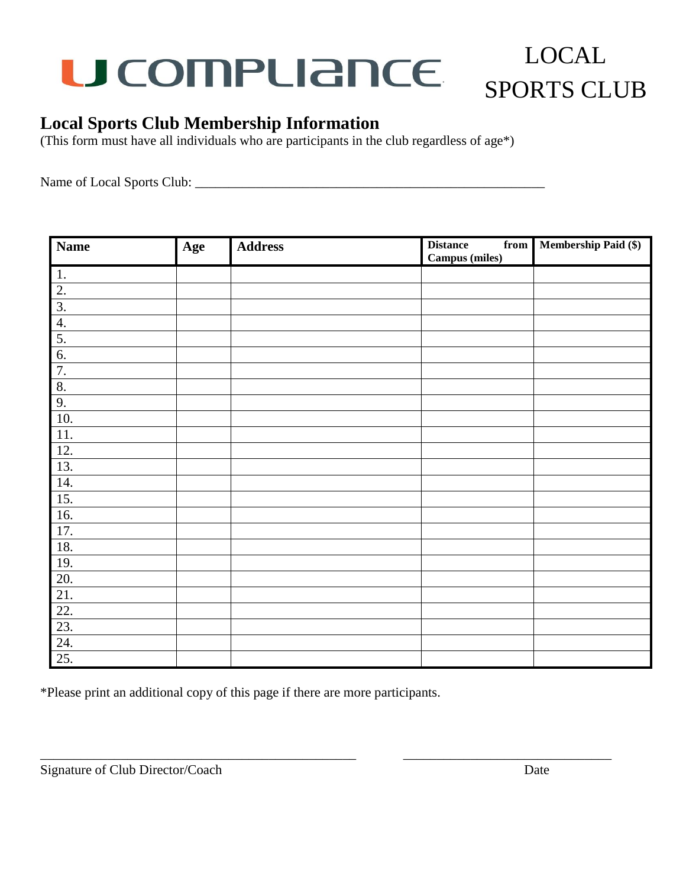U COMPLIANCE

LOCAL SPORTS CLUB

## Local Sports Club Membership Information

(This form must have all individuals who are participants in the club regardless of age*)

Name of Local Sports Club: ______________________________________________________

| Name | Age | Address | Distance from Campus (miles) | Membership Paid ($) |
|---|---|---|---|---|
| 1. | | | | |
| 2. | | | | |
| 3. | | | | |
| 4. | | | | |
| 5. | | | | |
| 6. | | | | |
| 7. | | | | |
| 8. | | | | |
| 9. | | | | |
| 10. | | | | |
| 11. | | | | |
| 12. | | | | |
| 13. | | | | |
| 14. | | | | |
| 15. | | | | |
| 16. | | | | |
| 17. | | | | |
| 18. | | | | |
| 19. | | | | |
| 20. | | | | |
| 21. | | | | |
| 22. | | | | |
| 23. | | | | |
| 24. | | | | |
| 25. | | | | |

*Please print an additional copy of this page if there are more participants.

_________________________________________________ ________________________________

Signature of Club Director/Coach Date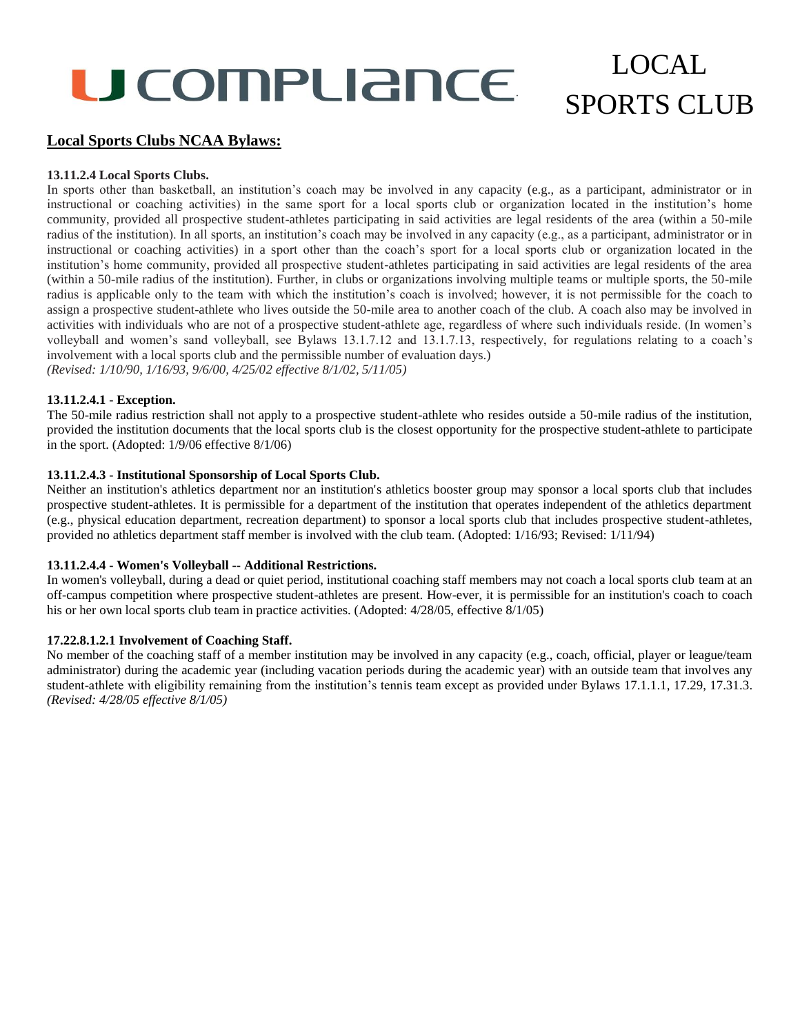# U COMPLIANCE — LOCAL SPORTS CLUB

## Local Sports Clubs NCAA Bylaws:

**13.11.2.4 Local Sports Clubs.**

In sports other than basketball, an institution's coach may be involved in any capacity (e.g., as a participant, administrator or in instructional or coaching activities) in the same sport for a local sports club or organization located in the institution's home community, provided all prospective student-athletes participating in said activities are legal residents of the area (within a 50-mile radius of the institution). In all sports, an institution's coach may be involved in any capacity (e.g., as a participant, administrator or in instructional or coaching activities) in a sport other than the coach's sport for a local sports club or organization located in the institution's home community, provided all prospective student-athletes participating in said activities are legal residents of the area (within a 50-mile radius of the institution). Further, in clubs or organizations involving multiple teams or multiple sports, the 50-mile radius is applicable only to the team with which the institution's coach is involved; however, it is not permissible for the coach to assign a prospective student-athlete who lives outside the 50-mile area to another coach of the club. A coach also may be involved in activities with individuals who are not of a prospective student-athlete age, regardless of where such individuals reside. (In women's volleyball and women's sand volleyball, see Bylaws 13.1.7.12 and 13.1.7.13, respectively, for regulations relating to a coach's involvement with a local sports club and the permissible number of evaluation days.)
*(Revised: 1/10/90, 1/16/93, 9/6/00, 4/25/02 effective 8/1/02, 5/11/05)*

**13.11.2.4.1 - Exception.**

The 50-mile radius restriction shall not apply to a prospective student-athlete who resides outside a 50-mile radius of the institution, provided the institution documents that the local sports club is the closest opportunity for the prospective student-athlete to participate in the sport. (Adopted: 1/9/06 effective 8/1/06)

**13.11.2.4.3 - Institutional Sponsorship of Local Sports Club.**

Neither an institution's athletics department nor an institution's athletics booster group may sponsor a local sports club that includes prospective student-athletes. It is permissible for a department of the institution that operates independent of the athletics department (e.g., physical education department, recreation department) to sponsor a local sports club that includes prospective student-athletes, provided no athletics department staff member is involved with the club team. (Adopted: 1/16/93; Revised: 1/11/94)

**13.11.2.4.4 - Women's Volleyball -- Additional Restrictions.**

In women's volleyball, during a dead or quiet period, institutional coaching staff members may not coach a local sports club team at an off-campus competition where prospective student-athletes are present. How-ever, it is permissible for an institution's coach to coach his or her own local sports club team in practice activities. (Adopted: 4/28/05, effective 8/1/05)

**17.22.8.1.2.1 Involvement of Coaching Staff.**

No member of the coaching staff of a member institution may be involved in any capacity (e.g., coach, official, player or league/team administrator) during the academic year (including vacation periods during the academic year) with an outside team that involves any student-athlete with eligibility remaining from the institution's tennis team except as provided under Bylaws 17.1.1.1, 17.29, 17.31.3.
*(Revised: 4/28/05 effective 8/1/05)*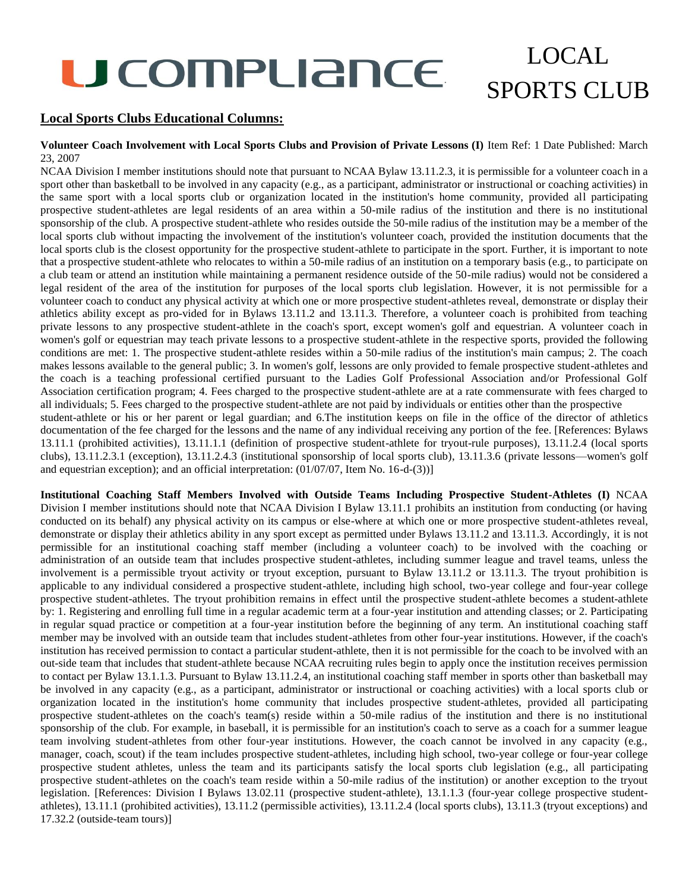# U COMPLIANCE

# LOCAL SPORTS CLUB

**Local Sports Clubs Educational Columns:**

**Volunteer Coach Involvement with Local Sports Clubs and Provision of Private Lessons (I)** Item Ref: 1 Date Published: March 23, 2007

NCAA Division I member institutions should note that pursuant to NCAA Bylaw 13.11.2.3, it is permissible for a volunteer coach in a sport other than basketball to be involved in any capacity (e.g., as a participant, administrator or instructional or coaching activities) in the same sport with a local sports club or organization located in the institution's home community, provided all participating prospective student-athletes are legal residents of an area within a 50-mile radius of the institution and there is no institutional sponsorship of the club. A prospective student-athlete who resides outside the 50-mile radius of the institution may be a member of the local sports club without impacting the involvement of the institution's volunteer coach, provided the institution documents that the local sports club is the closest opportunity for the prospective student-athlete to participate in the sport. Further, it is important to note that a prospective student-athlete who relocates to within a 50-mile radius of an institution on a temporary basis (e.g., to participate on a club team or attend an institution while maintaining a permanent residence outside of the 50-mile radius) would not be considered a legal resident of the area of the institution for purposes of the local sports club legislation. However, it is not permissible for a volunteer coach to conduct any physical activity at which one or more prospective student-athletes reveal, demonstrate or display their athletics ability except as pro-vided for in Bylaws 13.11.2 and 13.11.3. Therefore, a volunteer coach is prohibited from teaching private lessons to any prospective student-athlete in the coach's sport, except women's golf and equestrian. A volunteer coach in women's golf or equestrian may teach private lessons to a prospective student-athlete in the respective sports, provided the following conditions are met: 1. The prospective student-athlete resides within a 50-mile radius of the institution's main campus; 2. The coach makes lessons available to the general public; 3. In women's golf, lessons are only provided to female prospective student-athletes and the coach is a teaching professional certified pursuant to the Ladies Golf Professional Association and/or Professional Golf Association certification program; 4. Fees charged to the prospective student-athlete are at a rate commensurate with fees charged to all individuals; 5. Fees charged to the prospective student-athlete are not paid by individuals or entities other than the prospective student-athlete or his or her parent or legal guardian; and 6.The institution keeps on file in the office of the director of athletics documentation of the fee charged for the lessons and the name of any individual receiving any portion of the fee. [References: Bylaws 13.11.1 (prohibited activities), 13.11.1.1 (definition of prospective student-athlete for tryout-rule purposes), 13.11.2.4 (local sports clubs), 13.11.2.3.1 (exception), 13.11.2.4.3 (institutional sponsorship of local sports club), 13.11.3.6 (private lessons—women's golf and equestrian exception); and an official interpretation: (01/07/07, Item No. 16-d-(3))]

**Institutional Coaching Staff Members Involved with Outside Teams Including Prospective Student-Athletes (I)** NCAA Division I member institutions should note that NCAA Division I Bylaw 13.11.1 prohibits an institution from conducting (or having conducted on its behalf) any physical activity on its campus or else-where at which one or more prospective student-athletes reveal, demonstrate or display their athletics ability in any sport except as permitted under Bylaws 13.11.2 and 13.11.3. Accordingly, it is not permissible for an institutional coaching staff member (including a volunteer coach) to be involved with the coaching or administration of an outside team that includes prospective student-athletes, including summer league and travel teams, unless the involvement is a permissible tryout activity or tryout exception, pursuant to Bylaw 13.11.2 or 13.11.3. The tryout prohibition is applicable to any individual considered a prospective student-athlete, including high school, two-year college and four-year college prospective student-athletes. The tryout prohibition remains in effect until the prospective student-athlete becomes a student-athlete by: 1. Registering and enrolling full time in a regular academic term at a four-year institution and attending classes; or 2. Participating in regular squad practice or competition at a four-year institution before the beginning of any term. An institutional coaching staff member may be involved with an outside team that includes student-athletes from other four-year institutions. However, if the coach's institution has received permission to contact a particular student-athlete, then it is not permissible for the coach to be involved with an out-side team that includes that student-athlete because NCAA recruiting rules begin to apply once the institution receives permission to contact per Bylaw 13.1.1.3. Pursuant to Bylaw 13.11.2.4, an institutional coaching staff member in sports other than basketball may be involved in any capacity (e.g., as a participant, administrator or instructional or coaching activities) with a local sports club or organization located in the institution's home community that includes prospective student-athletes, provided all participating prospective student-athletes on the coach's team(s) reside within a 50-mile radius of the institution and there is no institutional sponsorship of the club. For example, in baseball, it is permissible for an institution's coach to serve as a coach for a summer league team involving student-athletes from other four-year institutions. However, the coach cannot be involved in any capacity (e.g., manager, coach, scout) if the team includes prospective student-athletes, including high school, two-year college or four-year college prospective student athletes, unless the team and its participants satisfy the local sports club legislation (e.g., all participating prospective student-athletes on the coach's team reside within a 50-mile radius of the institution) or another exception to the tryout legislation. [References: Division I Bylaws 13.02.11 (prospective student-athlete), 13.1.1.3 (four-year college prospective student-athletes), 13.11.1 (prohibited activities), 13.11.2 (permissible activities), 13.11.2.4 (local sports clubs), 13.11.3 (tryout exceptions) and 17.32.2 (outside-team tours)]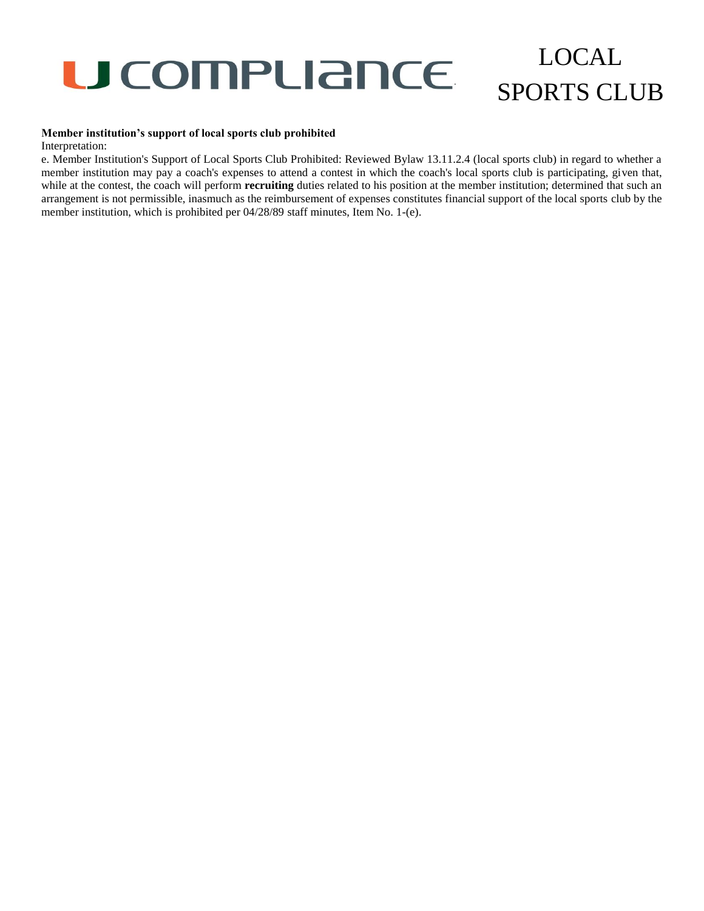**Member institution's support of local sports club prohibited**

Interpretation:

e. Member Institution's Support of Local Sports Club Prohibited: Reviewed Bylaw 13.11.2.4 (local sports club) in regard to whether a member institution may pay a coach's expenses to attend a contest in which the coach's local sports club is participating, given that, while at the contest, the coach will perform **recruiting** duties related to his position at the member institution; determined that such an arrangement is not permissible, inasmuch as the reimbursement of expenses constitutes financial support of the local sports club by the member institution, which is prohibited per 04/28/89 staff minutes, Item No. 1-(e).